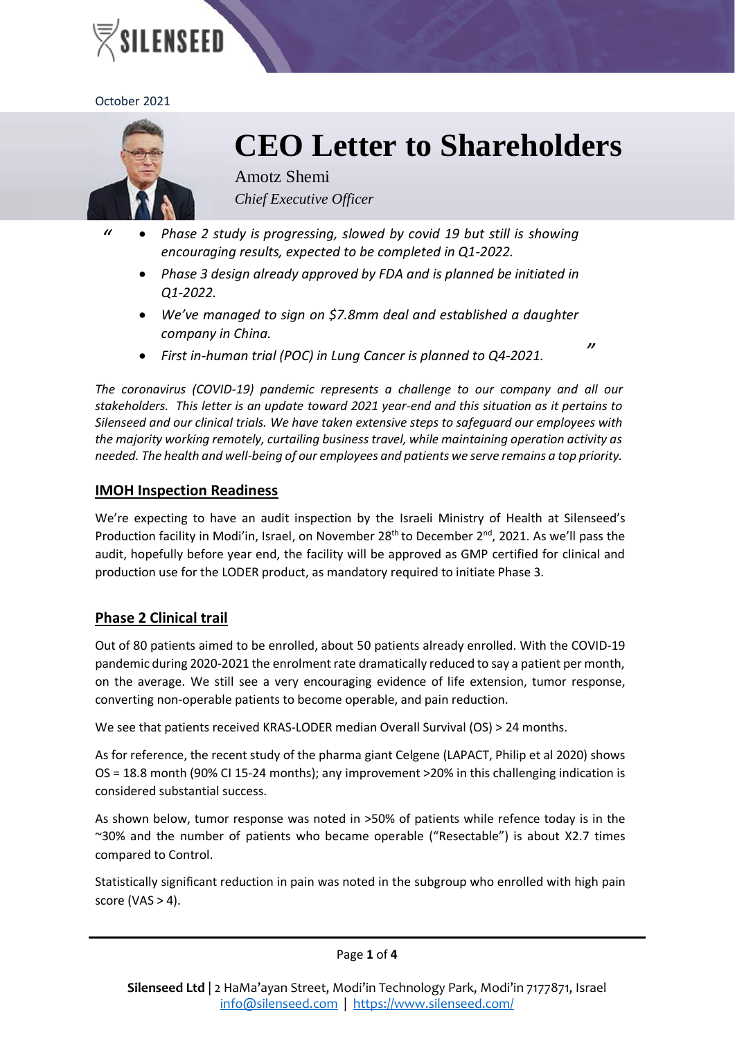October 2021

# CEO Letter to Shareholders

Amotz Shemi
*Chief Executive Officer*

> "
> - *Phase 2 study is progressing, slowed by covid 19 but still is showing encouraging results, expected to be completed in Q1-2022.*
> - *Phase 3 design already approved by FDA and is planned be initiated in Q1-2022.*
> - *We've managed to sign on $7.8mm deal and established a daughter company in China.*
> - *First in-human trial (POC) in Lung Cancer is planned to Q4-2021.*
>
> "

*The coronavirus (COVID-19) pandemic represents a challenge to our company and all our stakeholders. This letter is an update toward 2021 year-end and this situation as it pertains to Silenseed and our clinical trials. We have taken extensive steps to safeguard our employees with the majority working remotely, curtailing business travel, while maintaining operation activity as needed. The health and well-being of our employees and patients we serve remains a top priority.*

## IMOH Inspection Readiness

We're expecting to have an audit inspection by the Israeli Ministry of Health at Silenseed's Production facility in Modi'in, Israel, on November 28th to December 2nd, 2021. As we'll pass the audit, hopefully before year end, the facility will be approved as GMP certified for clinical and production use for the LODER product, as mandatory required to initiate Phase 3.

## Phase 2 Clinical trail

Out of 80 patients aimed to be enrolled, about 50 patients already enrolled. With the COVID-19 pandemic during 2020-2021 the enrolment rate dramatically reduced to say a patient per month, on the average. We still see a very encouraging evidence of life extension, tumor response, converting non-operable patients to become operable, and pain reduction.

We see that patients received KRAS-LODER median Overall Survival (OS) > 24 months.

As for reference, the recent study of the pharma giant Celgene (LAPACT, Philip et al 2020) shows OS = 18.8 month (90% CI 15-24 months); any improvement >20% in this challenging indication is considered substantial success.

As shown below, tumor response was noted in >50% of patients while refence today is in the ~30% and the number of patients who became operable ("Resectable") is about X2.7 times compared to Control.

Statistically significant reduction in pain was noted in the subgroup who enrolled with high pain score (VAS > 4).

**Silenseed Ltd** | 2 HaMa'ayan Street, Modi'in Technology Park, Modi'in 7177871, Israel
info@silenseed.com | https://www.silenseed.com/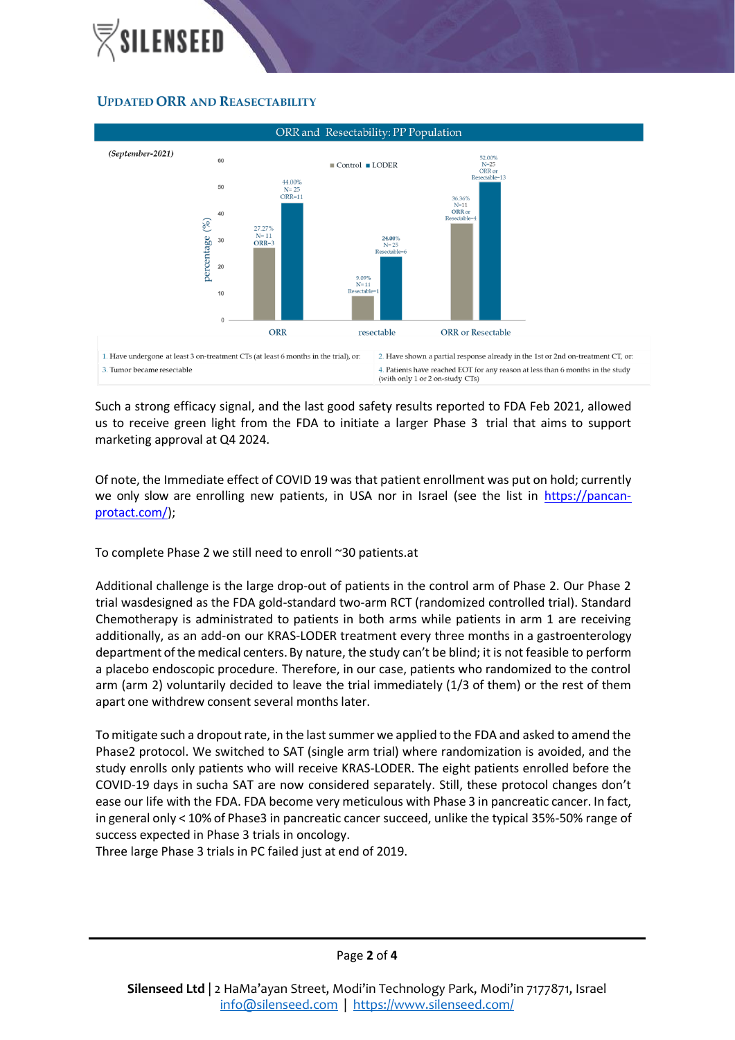## Updated ORR and Reasectability

ORR and Resectability: PP Population

(September-2021)

Control ■ LODER

percentage (%)

60
50
40
30
20
10
0

27.27%
N= 11
ORR=3

44.00%
N= 25
ORR=11

9.09%
N=11
Resectable=1

24.00%
N= 25
Resectable=6

36.36%
N=11
ORR or
Resectable=4

52.00%
N=25
ORR or
Resectable=13

ORR
resectable
ORR or Resectable

1. Have undergone at least 3 on-treatment CTs (at least 6 months in the trial), or:
2. Have shown a partial response already in the 1st or 2nd on-treatment CT, or:
3. Tumor became resectable
4. Patients have reached EOT for any reason at less than 6 months in the study (with only 1 or 2 on-study CTs)

Such a strong efficacy signal, and the last good safety results reported to FDA Feb 2021, allowed us to receive green light from the FDA to initiate a larger Phase 3 trial that aims to support marketing approval at Q4 2024.

Of note, the Immediate effect of COVID 19 was that patient enrollment was put on hold; currently we only slow are enrolling new patients, in USA nor in Israel (see the list in https://pancan-protact.com/);

To complete Phase 2 we still need to enroll ~30 patients.at

Additional challenge is the large drop-out of patients in the control arm of Phase 2. Our Phase 2 trial wasdesigned as the FDA gold-standard two-arm RCT (randomized controlled trial). Standard Chemotherapy is administrated to patients in both arms while patients in arm 1 are receiving additionally, as an add-on our KRAS-LODER treatment every three months in a gastroenterology department of the medical centers. By nature, the study can't be blind; it is not feasible to perform a placebo endoscopic procedure. Therefore, in our case, patients who randomized to the control arm (arm 2) voluntarily decided to leave the trial immediately (1/3 of them) or the rest of them apart one withdrew consent several months later.

To mitigate such a dropout rate, in the last summer we applied to the FDA and asked to amend the Phase2 protocol. We switched to SAT (single arm trial) where randomization is avoided, and the study enrolls only patients who will receive KRAS-LODER. The eight patients enrolled before the COVID-19 days in sucha SAT are now considered separately. Still, these protocol changes don't ease our life with the FDA. FDA become very meticulous with Phase 3 in pancreatic cancer. In fact, in general only < 10% of Phase3 in pancreatic cancer succeed, unlike the typical 35%-50% range of success expected in Phase 3 trials in oncology.
Three large Phase 3 trials in PC failed just at end of 2019.

**Silenseed Ltd** | 2 HaMa'ayan Street, Modi'in Technology Park, Modi'in 7177871, Israel
info@silenseed.com | https://www.silenseed.com/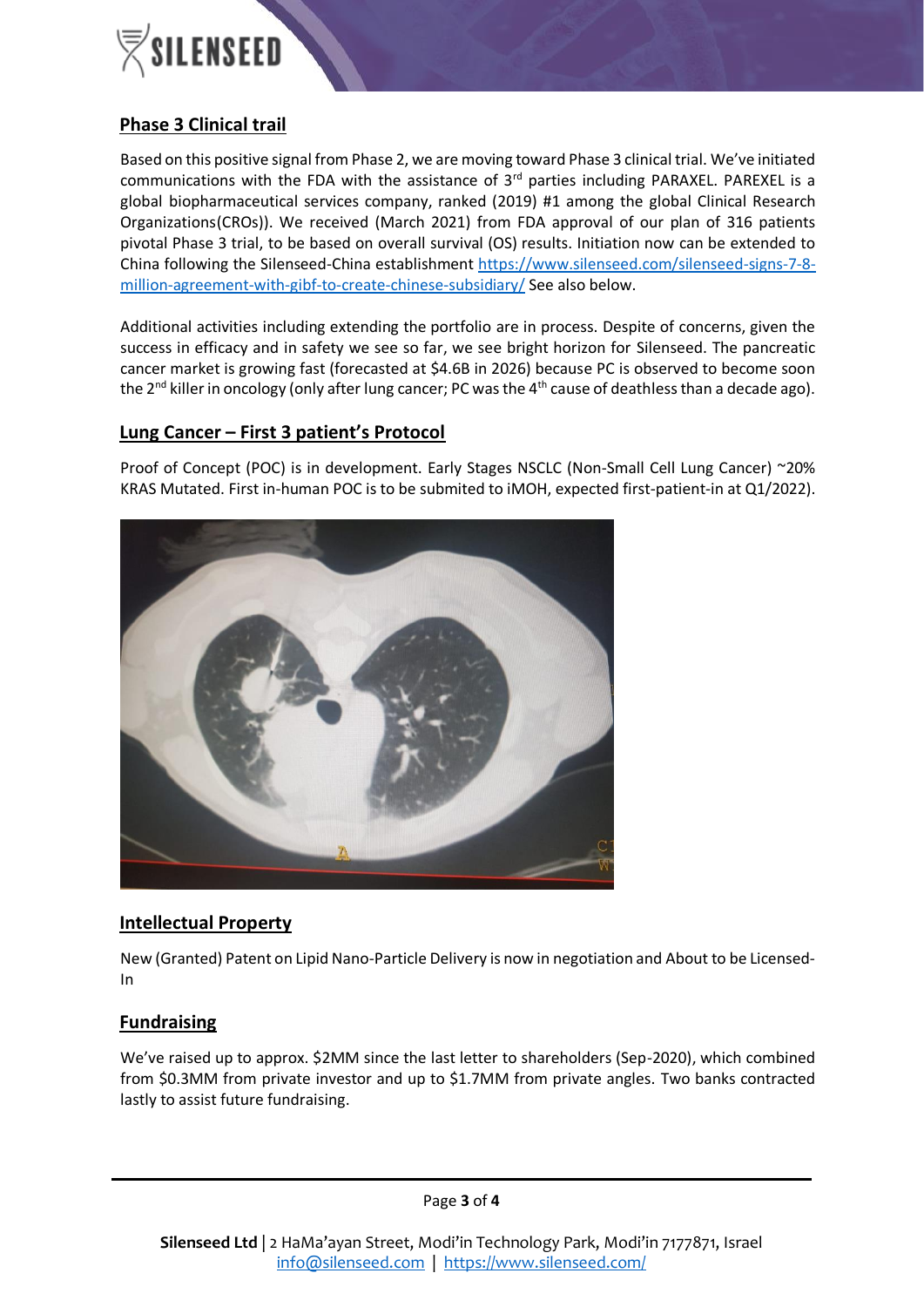## Phase 3 Clinical trail

Based on this positive signal from Phase 2, we are moving toward Phase 3 clinical trial. We've initiated communications with the FDA with the assistance of 3rd parties including PARAXEL. PAREXEL is a global biopharmaceutical services company, ranked (2019) #1 among the global Clinical Research Organizations(CROs)). We received (March 2021) from FDA approval of our plan of 316 patients pivotal Phase 3 trial, to be based on overall survival (OS) results. Initiation now can be extended to China following the Silenseed-China establishment https://www.silenseed.com/silenseed-signs-7-8-million-agreement-with-gibf-to-create-chinese-subsidiary/ See also below.

Additional activities including extending the portfolio are in process. Despite of concerns, given the success in efficacy and in safety we see so far, we see bright horizon for Silenseed. The pancreatic cancer market is growing fast (forecasted at $4.6B in 2026) because PC is observed to become soon the 2nd killer in oncology (only after lung cancer; PC was the 4th cause of deathless than a decade ago).

## Lung Cancer – First 3 patient's Protocol

Proof of Concept (POC) is in development. Early Stages NSCLC (Non-Small Cell Lung Cancer) ~20% KRAS Mutated. First in-human POC is to be submited to iMOH, expected first-patient-in at Q1/2022).

## Intellectual Property

New (Granted) Patent on Lipid Nano-Particle Delivery is now in negotiation and About to be Licensed-In

## Fundraising

We've raised up to approx. $2MM since the last letter to shareholders (Sep-2020), which combined from $0.3MM from private investor and up to $1.7MM from private angles. Two banks contracted lastly to assist future fundraising.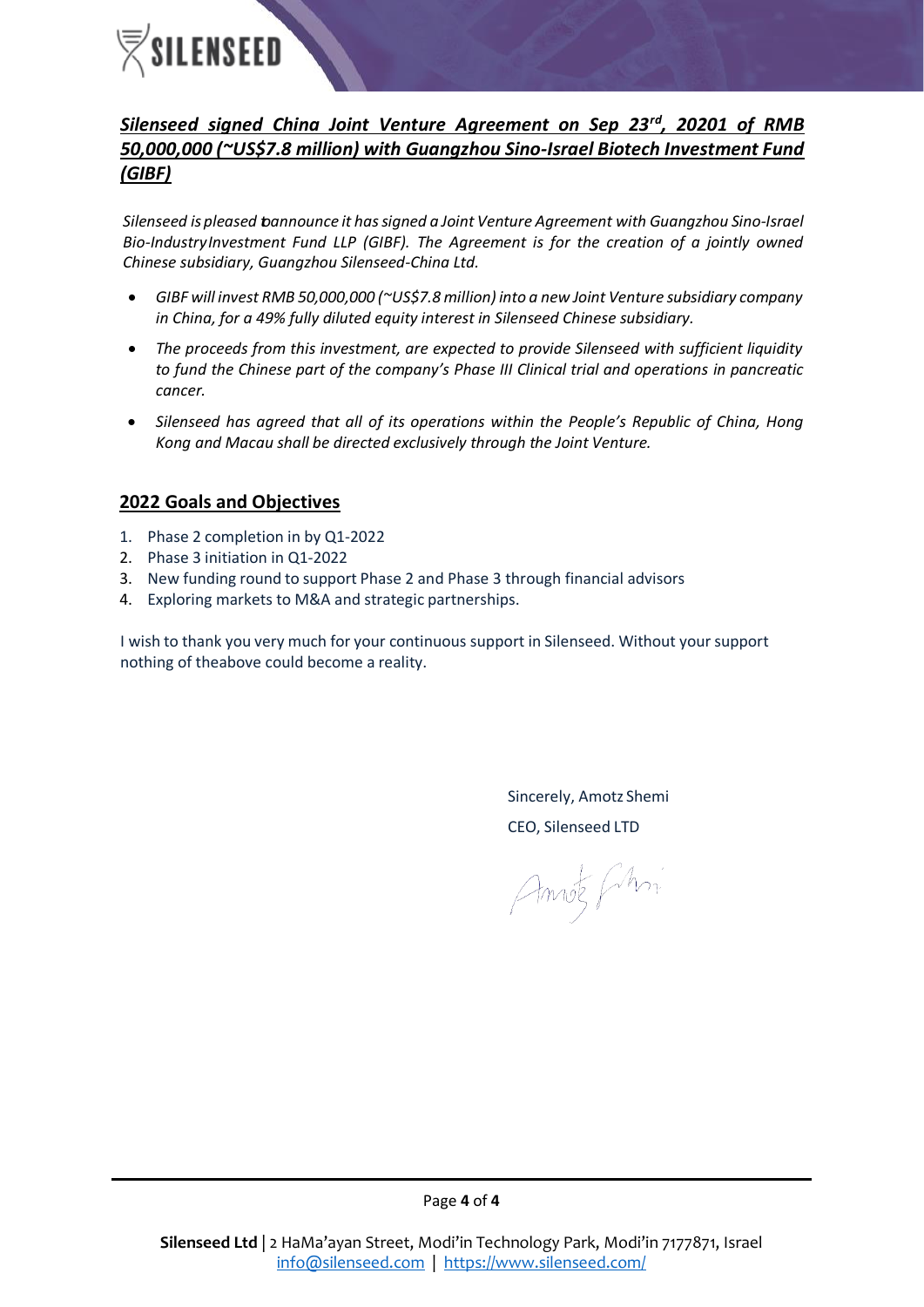***Silenseed signed China Joint Venture Agreement on Sep 23rd, 20201 of RMB 50,000,000 (~US$7.8 million) with Guangzhou Sino-Israel Biotech Investment Fund (GIBF)***

*Silenseed is pleased to announce it has signed a Joint Venture Agreement with Guangzhou Sino-Israel Bio-Industry Investment Fund LLP (GIBF). The Agreement is for the creation of a jointly owned Chinese subsidiary, Guangzhou Silenseed-China Ltd.*

- *GIBF will invest RMB 50,000,000 (~US$7.8 million) into a new Joint Venture subsidiary company in China, for a 49% fully diluted equity interest in Silenseed Chinese subsidiary.*
- *The proceeds from this investment, are expected to provide Silenseed with sufficient liquidity to fund the Chinese part of the company's Phase III Clinical trial and operations in pancreatic cancer.*
- *Silenseed has agreed that all of its operations within the People's Republic of China, Hong Kong and Macau shall be directed exclusively through the Joint Venture.*

## 2022 Goals and Objectives

1. Phase 2 completion in by Q1-2022
2. Phase 3 initiation in Q1-2022
3. New funding round to support Phase 2 and Phase 3 through financial advisors
4. Exploring markets to M&A and strategic partnerships.

I wish to thank you very much for your continuous support in Silenseed. Without your support nothing of theabove could become a reality.

Sincerely, Amotz Shemi

CEO, Silenseed LTD

Silenseed Ltd | 2 HaMa'ayan Street, Modi'in Technology Park, Modi'in 7177871, Israel
info@silenseed.com | https://www.silenseed.com/